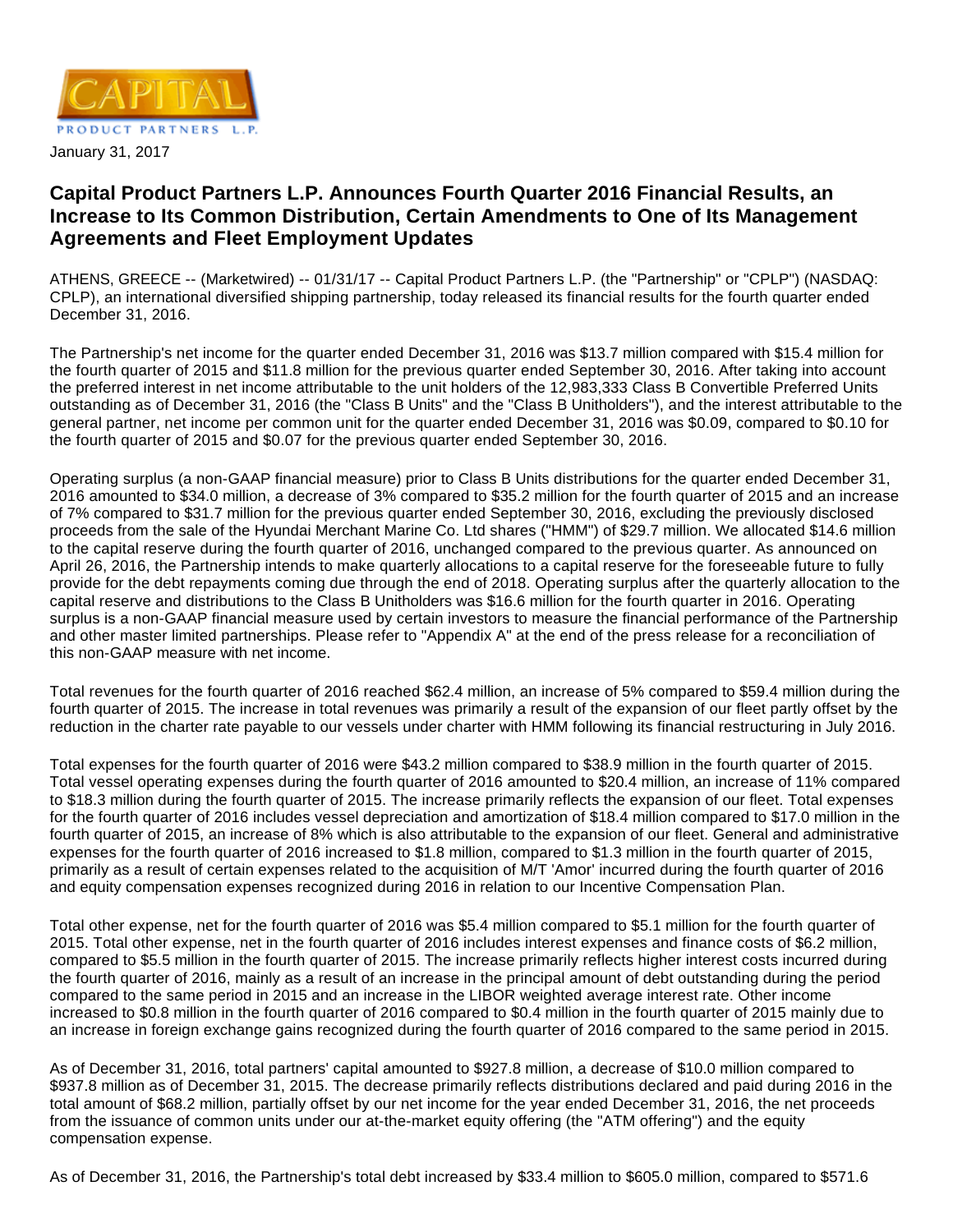CAPITAL

PRODUCT PARTNERS L.P.

January 31, 2017

# Capital Product Partners L.P. Announces Fourth Quarter 2016 Financial Results, an Increase to Its Common Distribution, Certain Amendments to One of Its Management Agreements and Fleet Employment Updates

ATHENS, GREECE -- (Marketwired) -- 01/31/17 -- Capital Product Partners L.P. (the "Partnership" or "CPLP") (NASDAQ: CPLP), an international diversified shipping partnership, today released its financial results for the fourth quarter ended December 31, 2016.

The Partnership's net income for the quarter ended December 31, 2016 was $13.7 million compared with $15.4 million for the fourth quarter of 2015 and $11.8 million for the previous quarter ended September 30, 2016. After taking into account the preferred interest in net income attributable to the unit holders of the 12,983,333 Class B Convertible Preferred Units outstanding as of December 31, 2016 (the "Class B Units" and the "Class B Unitholders"), and the interest attributable to the general partner, net income per common unit for the quarter ended December 31, 2016 was $0.09, compared to $0.10 for the fourth quarter of 2015 and $0.07 for the previous quarter ended September 30, 2016.

Operating surplus (a non-GAAP financial measure) prior to Class B Units distributions for the quarter ended December 31, 2016 amounted to $34.0 million, a decrease of 3% compared to $35.2 million for the fourth quarter of 2015 and an increase of 7% compared to $31.7 million for the previous quarter ended September 30, 2016, excluding the previously disclosed proceeds from the sale of the Hyundai Merchant Marine Co. Ltd shares ("HMM") of $29.7 million. We allocated $14.6 million to the capital reserve during the fourth quarter of 2016, unchanged compared to the previous quarter. As announced on April 26, 2016, the Partnership intends to make quarterly allocations to a capital reserve for the foreseeable future to fully provide for the debt repayments coming due through the end of 2018. Operating surplus after the quarterly allocation to the capital reserve and distributions to the Class B Unitholders was $16.6 million for the fourth quarter in 2016. Operating surplus is a non-GAAP financial measure used by certain investors to measure the financial performance of the Partnership and other master limited partnerships. Please refer to "Appendix A" at the end of the press release for a reconciliation of this non-GAAP measure with net income.

Total revenues for the fourth quarter of 2016 reached $62.4 million, an increase of 5% compared to $59.4 million during the fourth quarter of 2015. The increase in total revenues was primarily a result of the expansion of our fleet partly offset by the reduction in the charter rate payable to our vessels under charter with HMM following its financial restructuring in July 2016.

Total expenses for the fourth quarter of 2016 were $43.2 million compared to $38.9 million in the fourth quarter of 2015. Total vessel operating expenses during the fourth quarter of 2016 amounted to $20.4 million, an increase of 11% compared to $18.3 million during the fourth quarter of 2015. The increase primarily reflects the expansion of our fleet. Total expenses for the fourth quarter of 2016 includes vessel depreciation and amortization of $18.4 million compared to $17.0 million in the fourth quarter of 2015, an increase of 8% which is also attributable to the expansion of our fleet. General and administrative expenses for the fourth quarter of 2016 increased to $1.8 million, compared to $1.3 million in the fourth quarter of 2015, primarily as a result of certain expenses related to the acquisition of M/T 'Amor' incurred during the fourth quarter of 2016 and equity compensation expenses recognized during 2016 in relation to our Incentive Compensation Plan.

Total other expense, net for the fourth quarter of 2016 was $5.4 million compared to $5.1 million for the fourth quarter of 2015. Total other expense, net in the fourth quarter of 2016 includes interest expenses and finance costs of $6.2 million, compared to $5.5 million in the fourth quarter of 2015. The increase primarily reflects higher interest costs incurred during the fourth quarter of 2016, mainly as a result of an increase in the principal amount of debt outstanding during the period compared to the same period in 2015 and an increase in the LIBOR weighted average interest rate. Other income increased to $0.8 million in the fourth quarter of 2016 compared to $0.4 million in the fourth quarter of 2015 mainly due to an increase in foreign exchange gains recognized during the fourth quarter of 2016 compared to the same period in 2015.

As of December 31, 2016, total partners' capital amounted to $927.8 million, a decrease of $10.0 million compared to $937.8 million as of December 31, 2015. The decrease primarily reflects distributions declared and paid during 2016 in the total amount of $68.2 million, partially offset by our net income for the year ended December 31, 2016, the net proceeds from the issuance of common units under our at-the-market equity offering (the "ATM offering") and the equity compensation expense.

As of December 31, 2016, the Partnership's total debt increased by $33.4 million to $605.0 million, compared to $571.6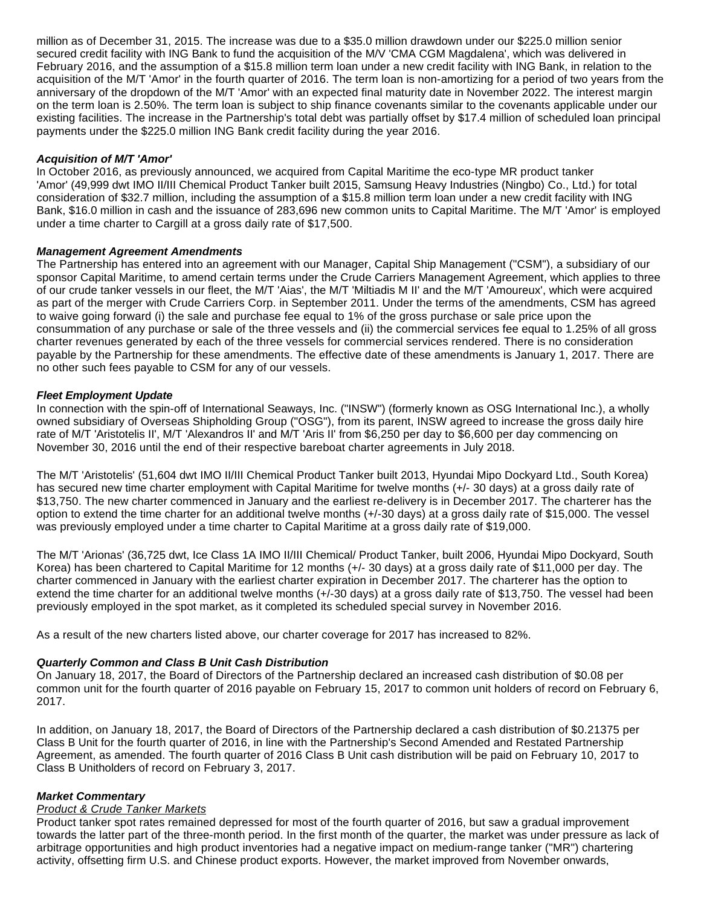million as of December 31, 2015. The increase was due to a $35.0 million drawdown under our $225.0 million senior secured credit facility with ING Bank to fund the acquisition of the M/V 'CMA CGM Magdalena', which was delivered in February 2016, and the assumption of a $15.8 million term loan under a new credit facility with ING Bank, in relation to the acquisition of the M/T 'Amor' in the fourth quarter of 2016. The term loan is non-amortizing for a period of two years from the anniversary of the dropdown of the M/T 'Amor' with an expected final maturity date in November 2022. The interest margin on the term loan is 2.50%. The term loan is subject to ship finance covenants similar to the covenants applicable under our existing facilities. The increase in the Partnership's total debt was partially offset by $17.4 million of scheduled loan principal payments under the $225.0 million ING Bank credit facility during the year 2016.

***Acquisition of M/T 'Amor'***

In October 2016, as previously announced, we acquired from Capital Maritime the eco-type MR product tanker 'Amor' (49,999 dwt IMO II/III Chemical Product Tanker built 2015, Samsung Heavy Industries (Ningbo) Co., Ltd.) for total consideration of $32.7 million, including the assumption of a $15.8 million term loan under a new credit facility with ING Bank, $16.0 million in cash and the issuance of 283,696 new common units to Capital Maritime. The M/T 'Amor' is employed under a time charter to Cargill at a gross daily rate of $17,500.

***Management Agreement Amendments***

The Partnership has entered into an agreement with our Manager, Capital Ship Management ("CSM"), a subsidiary of our sponsor Capital Maritime, to amend certain terms under the Crude Carriers Management Agreement, which applies to three of our crude tanker vessels in our fleet, the M/T 'Aias', the M/T 'Miltiadis M II' and the M/T 'Amoureux', which were acquired as part of the merger with Crude Carriers Corp. in September 2011. Under the terms of the amendments, CSM has agreed to waive going forward (i) the sale and purchase fee equal to 1% of the gross purchase or sale price upon the consummation of any purchase or sale of the three vessels and (ii) the commercial services fee equal to 1.25% of all gross charter revenues generated by each of the three vessels for commercial services rendered. There is no consideration payable by the Partnership for these amendments. The effective date of these amendments is January 1, 2017. There are no other such fees payable to CSM for any of our vessels.

***Fleet Employment Update***

In connection with the spin-off of International Seaways, Inc. ("INSW") (formerly known as OSG International Inc.), a wholly owned subsidiary of Overseas Shipholding Group ("OSG"), from its parent, INSW agreed to increase the gross daily hire rate of M/T 'Aristotelis II', M/T 'Alexandros II' and M/T 'Aris II' from $6,250 per day to $6,600 per day commencing on November 30, 2016 until the end of their respective bareboat charter agreements in July 2018.

The M/T 'Aristotelis' (51,604 dwt IMO II/III Chemical Product Tanker built 2013, Hyundai Mipo Dockyard Ltd., South Korea) has secured new time charter employment with Capital Maritime for twelve months (+/- 30 days) at a gross daily rate of $13,750. The new charter commenced in January and the earliest re-delivery is in December 2017. The charterer has the option to extend the time charter for an additional twelve months (+/-30 days) at a gross daily rate of $15,000. The vessel was previously employed under a time charter to Capital Maritime at a gross daily rate of $19,000.

The M/T 'Arionas' (36,725 dwt, Ice Class 1A IMO II/III Chemical/ Product Tanker, built 2006, Hyundai Mipo Dockyard, South Korea) has been chartered to Capital Maritime for 12 months (+/- 30 days) at a gross daily rate of $11,000 per day. The charter commenced in January with the earliest charter expiration in December 2017. The charterer has the option to extend the time charter for an additional twelve months (+/-30 days) at a gross daily rate of $13,750. The vessel had been previously employed in the spot market, as it completed its scheduled special survey in November 2016.

As a result of the new charters listed above, our charter coverage for 2017 has increased to 82%.

***Quarterly Common and Class B Unit Cash Distribution***

On January 18, 2017, the Board of Directors of the Partnership declared an increased cash distribution of $0.08 per common unit for the fourth quarter of 2016 payable on February 15, 2017 to common unit holders of record on February 6, 2017.

In addition, on January 18, 2017, the Board of Directors of the Partnership declared a cash distribution of $0.21375 per Class B Unit for the fourth quarter of 2016, in line with the Partnership's Second Amended and Restated Partnership Agreement, as amended. The fourth quarter of 2016 Class B Unit cash distribution will be paid on February 10, 2017 to Class B Unitholders of record on February 3, 2017.

***Market Commentary***

<u>Product & Crude Tanker Markets</u>

Product tanker spot rates remained depressed for most of the fourth quarter of 2016, but saw a gradual improvement towards the latter part of the three-month period. In the first month of the quarter, the market was under pressure as lack of arbitrage opportunities and high product inventories had a negative impact on medium-range tanker ("MR") chartering activity, offsetting firm U.S. and Chinese product exports. However, the market improved from November onwards,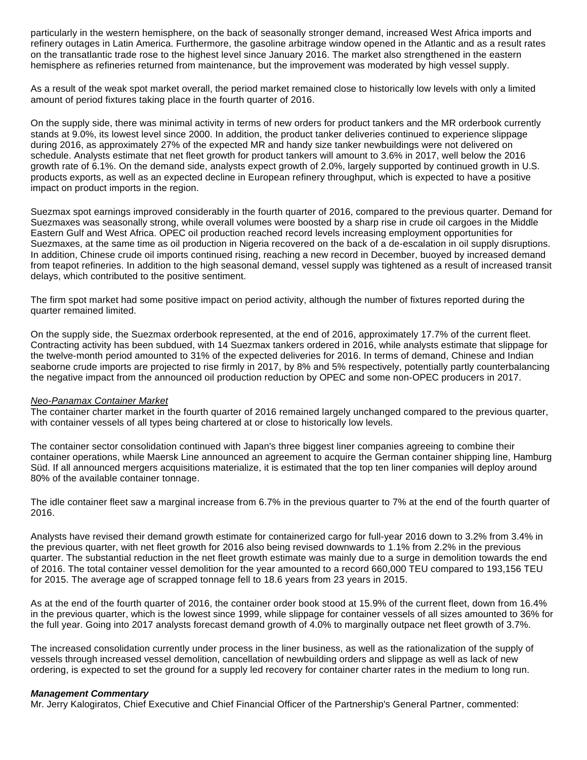particularly in the western hemisphere, on the back of seasonally stronger demand, increased West Africa imports and refinery outages in Latin America. Furthermore, the gasoline arbitrage window opened in the Atlantic and as a result rates on the transatlantic trade rose to the highest level since January 2016. The market also strengthened in the eastern hemisphere as refineries returned from maintenance, but the improvement was moderated by high vessel supply.

As a result of the weak spot market overall, the period market remained close to historically low levels with only a limited amount of period fixtures taking place in the fourth quarter of 2016.

On the supply side, there was minimal activity in terms of new orders for product tankers and the MR orderbook currently stands at 9.0%, its lowest level since 2000. In addition, the product tanker deliveries continued to experience slippage during 2016, as approximately 27% of the expected MR and handy size tanker newbuildings were not delivered on schedule. Analysts estimate that net fleet growth for product tankers will amount to 3.6% in 2017, well below the 2016 growth rate of 6.1%. On the demand side, analysts expect growth of 2.0%, largely supported by continued growth in U.S. products exports, as well as an expected decline in European refinery throughput, which is expected to have a positive impact on product imports in the region.

Suezmax spot earnings improved considerably in the fourth quarter of 2016, compared to the previous quarter. Demand for Suezmaxes was seasonally strong, while overall volumes were boosted by a sharp rise in crude oil cargoes in the Middle Eastern Gulf and West Africa. OPEC oil production reached record levels increasing employment opportunities for Suezmaxes, at the same time as oil production in Nigeria recovered on the back of a de-escalation in oil supply disruptions. In addition, Chinese crude oil imports continued rising, reaching a new record in December, buoyed by increased demand from teapot refineries. In addition to the high seasonal demand, vessel supply was tightened as a result of increased transit delays, which contributed to the positive sentiment.

The firm spot market had some positive impact on period activity, although the number of fixtures reported during the quarter remained limited.

On the supply side, the Suezmax orderbook represented, at the end of 2016, approximately 17.7% of the current fleet. Contracting activity has been subdued, with 14 Suezmax tankers ordered in 2016, while analysts estimate that slippage for the twelve-month period amounted to 31% of the expected deliveries for 2016. In terms of demand, Chinese and Indian seaborne crude imports are projected to rise firmly in 2017, by 8% and 5% respectively, potentially partly counterbalancing the negative impact from the announced oil production reduction by OPEC and some non-OPEC producers in 2017.

*Neo-Panamax Container Market*

The container charter market in the fourth quarter of 2016 remained largely unchanged compared to the previous quarter, with container vessels of all types being chartered at or close to historically low levels.

The container sector consolidation continued with Japan's three biggest liner companies agreeing to combine their container operations, while Maersk Line announced an agreement to acquire the German container shipping line, Hamburg Süd. If all announced mergers acquisitions materialize, it is estimated that the top ten liner companies will deploy around 80% of the available container tonnage.

The idle container fleet saw a marginal increase from 6.7% in the previous quarter to 7% at the end of the fourth quarter of 2016.

Analysts have revised their demand growth estimate for containerized cargo for full-year 2016 down to 3.2% from 3.4% in the previous quarter, with net fleet growth for 2016 also being revised downwards to 1.1% from 2.2% in the previous quarter. The substantial reduction in the net fleet growth estimate was mainly due to a surge in demolition towards the end of 2016. The total container vessel demolition for the year amounted to a record 660,000 TEU compared to 193,156 TEU for 2015. The average age of scrapped tonnage fell to 18.6 years from 23 years in 2015.

As at the end of the fourth quarter of 2016, the container order book stood at 15.9% of the current fleet, down from 16.4% in the previous quarter, which is the lowest since 1999, while slippage for container vessels of all sizes amounted to 36% for the full year. Going into 2017 analysts forecast demand growth of 4.0% to marginally outpace net fleet growth of 3.7%.

The increased consolidation currently under process in the liner business, as well as the rationalization of the supply of vessels through increased vessel demolition, cancellation of newbuilding orders and slippage as well as lack of new ordering, is expected to set the ground for a supply led recovery for container charter rates in the medium to long run.

***Management Commentary***

Mr. Jerry Kalogiratos, Chief Executive and Chief Financial Officer of the Partnership's General Partner, commented: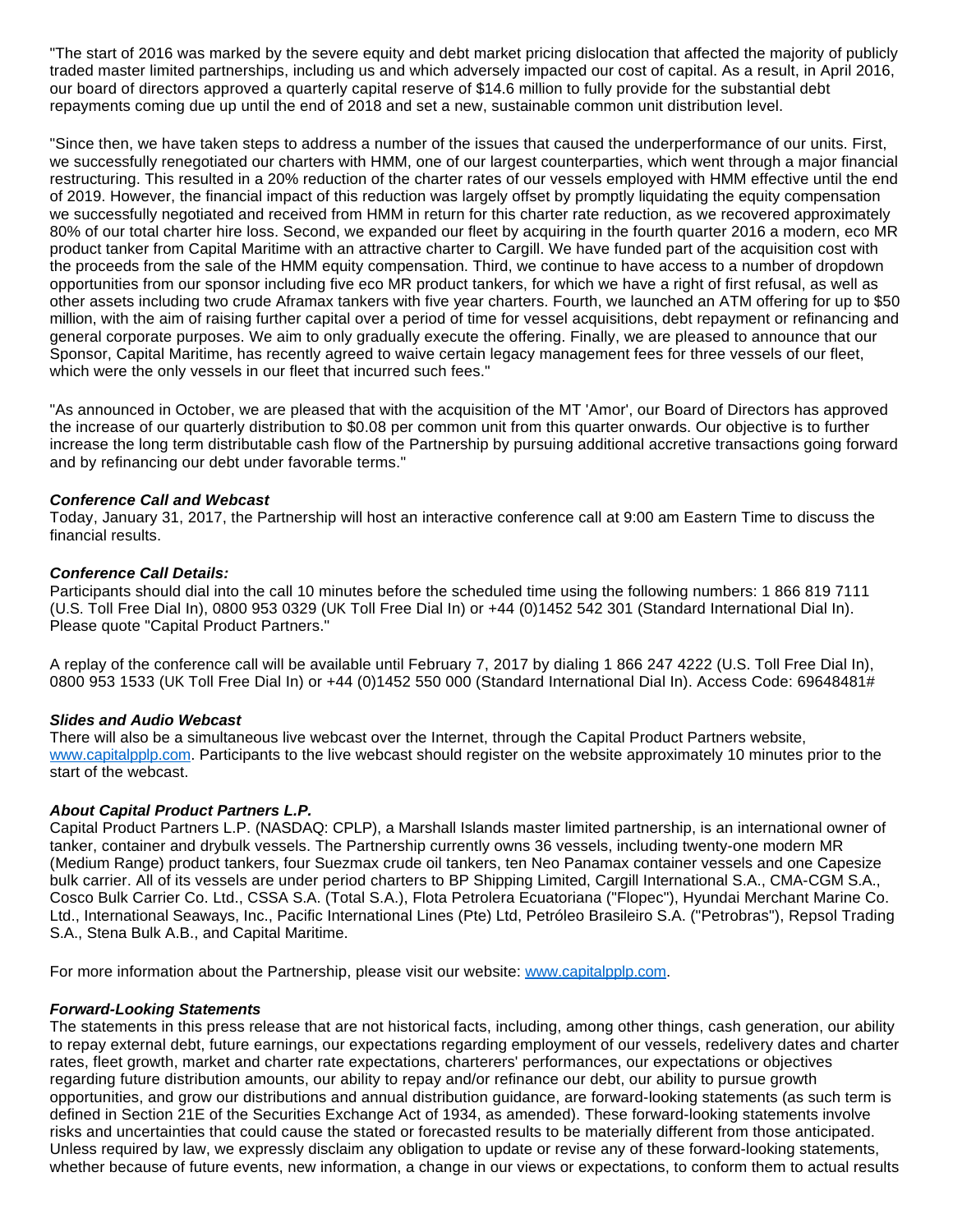"The start of 2016 was marked by the severe equity and debt market pricing dislocation that affected the majority of publicly traded master limited partnerships, including us and which adversely impacted our cost of capital. As a result, in April 2016, our board of directors approved a quarterly capital reserve of $14.6 million to fully provide for the substantial debt repayments coming due up until the end of 2018 and set a new, sustainable common unit distribution level.

"Since then, we have taken steps to address a number of the issues that caused the underperformance of our units. First, we successfully renegotiated our charters with HMM, one of our largest counterparties, which went through a major financial restructuring. This resulted in a 20% reduction of the charter rates of our vessels employed with HMM effective until the end of 2019. However, the financial impact of this reduction was largely offset by promptly liquidating the equity compensation we successfully negotiated and received from HMM in return for this charter rate reduction, as we recovered approximately 80% of our total charter hire loss. Second, we expanded our fleet by acquiring in the fourth quarter 2016 a modern, eco MR product tanker from Capital Maritime with an attractive charter to Cargill. We have funded part of the acquisition cost with the proceeds from the sale of the HMM equity compensation. Third, we continue to have access to a number of dropdown opportunities from our sponsor including five eco MR product tankers, for which we have a right of first refusal, as well as other assets including two crude Aframax tankers with five year charters. Fourth, we launched an ATM offering for up to $50 million, with the aim of raising further capital over a period of time for vessel acquisitions, debt repayment or refinancing and general corporate purposes. We aim to only gradually execute the offering. Finally, we are pleased to announce that our Sponsor, Capital Maritime, has recently agreed to waive certain legacy management fees for three vessels of our fleet, which were the only vessels in our fleet that incurred such fees."

"As announced in October, we are pleased that with the acquisition of the MT 'Amor', our Board of Directors has approved the increase of our quarterly distribution to $0.08 per common unit from this quarter onwards. Our objective is to further increase the long term distributable cash flow of the Partnership by pursuing additional accretive transactions going forward and by refinancing our debt under favorable terms."

***Conference Call and Webcast***

Today, January 31, 2017, the Partnership will host an interactive conference call at 9:00 am Eastern Time to discuss the financial results.

***Conference Call Details:***

Participants should dial into the call 10 minutes before the scheduled time using the following numbers: 1 866 819 7111 (U.S. Toll Free Dial In), 0800 953 0329 (UK Toll Free Dial In) or +44 (0)1452 542 301 (Standard International Dial In). Please quote "Capital Product Partners."

A replay of the conference call will be available until February 7, 2017 by dialing 1 866 247 4222 (U.S. Toll Free Dial In), 0800 953 1533 (UK Toll Free Dial In) or +44 (0)1452 550 000 (Standard International Dial In). Access Code: 69648481#

***Slides and Audio Webcast***

There will also be a simultaneous live webcast over the Internet, through the Capital Product Partners website, www.capitalpplp.com. Participants to the live webcast should register on the website approximately 10 minutes prior to the start of the webcast.

***About Capital Product Partners L.P.***

Capital Product Partners L.P. (NASDAQ: CPLP), a Marshall Islands master limited partnership, is an international owner of tanker, container and drybulk vessels. The Partnership currently owns 36 vessels, including twenty-one modern MR (Medium Range) product tankers, four Suezmax crude oil tankers, ten Neo Panamax container vessels and one Capesize bulk carrier. All of its vessels are under period charters to BP Shipping Limited, Cargill International S.A., CMA-CGM S.A., Cosco Bulk Carrier Co. Ltd., CSSA S.A. (Total S.A.), Flota Petrolera Ecuatoriana ("Flopec"), Hyundai Merchant Marine Co. Ltd., International Seaways, Inc., Pacific International Lines (Pte) Ltd, Petróleo Brasileiro S.A. ("Petrobras"), Repsol Trading S.A., Stena Bulk A.B., and Capital Maritime.

For more information about the Partnership, please visit our website: www.capitalpplp.com.

***Forward-Looking Statements***

The statements in this press release that are not historical facts, including, among other things, cash generation, our ability to repay external debt, future earnings, our expectations regarding employment of our vessels, redelivery dates and charter rates, fleet growth, market and charter rate expectations, charterers' performances, our expectations or objectives regarding future distribution amounts, our ability to repay and/or refinance our debt, our ability to pursue growth opportunities, and grow our distributions and annual distribution guidance, are forward-looking statements (as such term is defined in Section 21E of the Securities Exchange Act of 1934, as amended). These forward-looking statements involve risks and uncertainties that could cause the stated or forecasted results to be materially different from those anticipated. Unless required by law, we expressly disclaim any obligation to update or revise any of these forward-looking statements, whether because of future events, new information, a change in our views or expectations, to conform them to actual results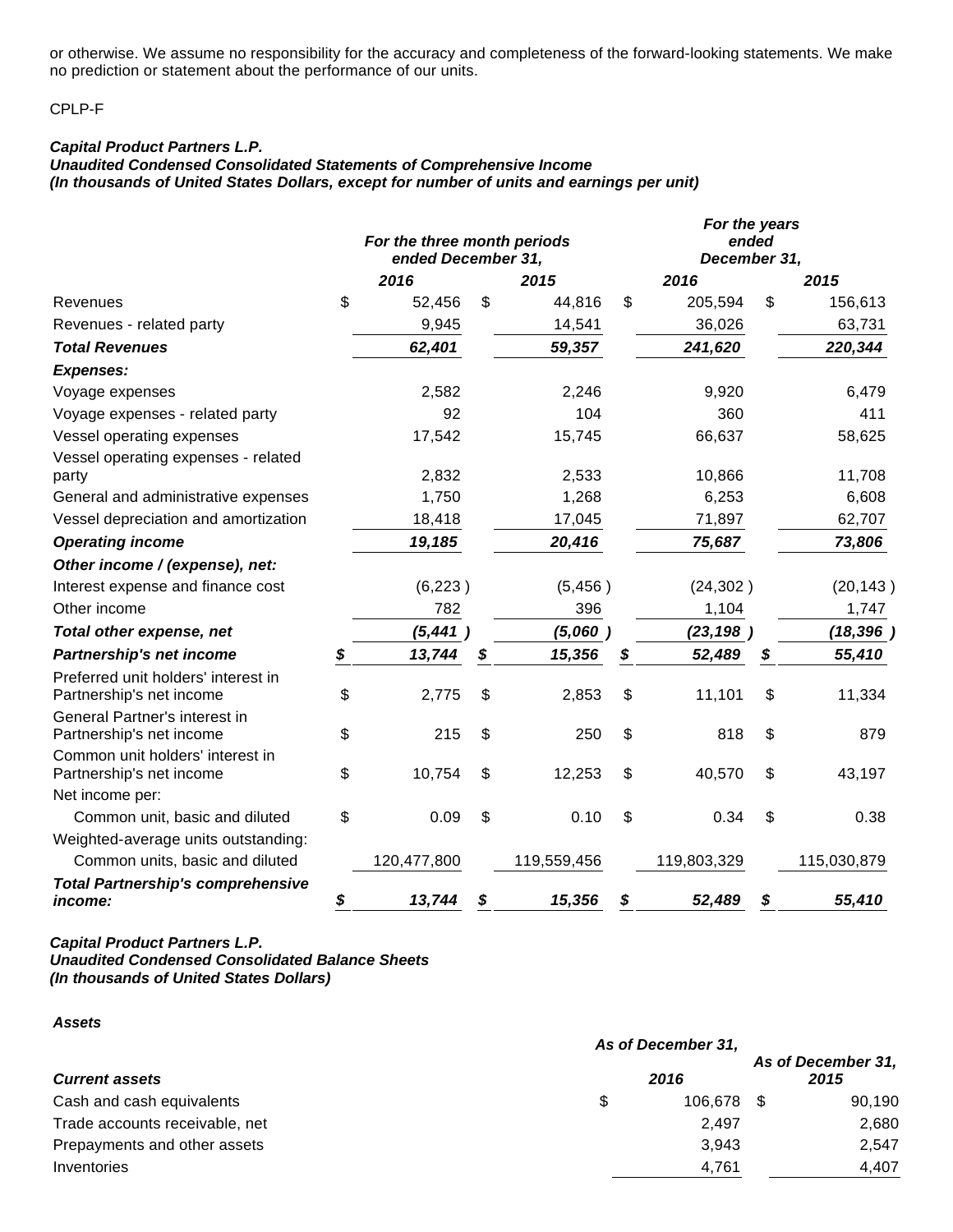or otherwise. We assume no responsibility for the accuracy and completeness of the forward-looking statements. We make no prediction or statement about the performance of our units.

CPLP-F

***Capital Product Partners L.P.***
***Unaudited Condensed Consolidated Statements of Comprehensive Income***
***(In thousands of United States Dollars, except for number of units and earnings per unit)***

| | *For the three month periods ended December 31,* | | *For the years ended December 31,* | |
|---|---|---|---|---|
| | ***2016*** | ***2015*** | ***2016*** | ***2015*** |
| Revenues | $ 52,456 | $ 44,816 | $ 205,594 | $ 156,613 |
| Revenues - related party | 9,945 | 14,541 | 36,026 | 63,731 |
| ***Total Revenues*** | ***62,401*** | ***59,357*** | ***241,620*** | ***220,344*** |
| ***Expenses:*** | | | | |
| Voyage expenses | 2,582 | 2,246 | 9,920 | 6,479 |
| Voyage expenses - related party | 92 | 104 | 360 | 411 |
| Vessel operating expenses | 17,542 | 15,745 | 66,637 | 58,625 |
| Vessel operating expenses - related party | 2,832 | 2,533 | 10,866 | 11,708 |
| General and administrative expenses | 1,750 | 1,268 | 6,253 | 6,608 |
| Vessel depreciation and amortization | 18,418 | 17,045 | 71,897 | 62,707 |
| ***Operating income*** | ***19,185*** | ***20,416*** | ***75,687*** | ***73,806*** |
| ***Other income / (expense), net:*** | | | | |
| Interest expense and finance cost | (6,223 ) | (5,456 ) | (24,302 ) | (20,143 ) |
| Other income | 782 | 396 | 1,104 | 1,747 |
| ***Total other expense, net*** | ***(5,441 )*** | ***(5,060 )*** | ***(23,198 )*** | ***(18,396 )*** |
| ***Partnership's net income*** | ***$ 13,744*** | ***$ 15,356*** | ***$ 52,489*** | ***$ 55,410*** |
| Preferred unit holders' interest in Partnership's net income | $ 2,775 | $ 2,853 | $ 11,101 | $ 11,334 |
| General Partner's interest in Partnership's net income | $ 215 | $ 250 | $ 818 | $ 879 |
| Common unit holders' interest in Partnership's net income | $ 10,754 | $ 12,253 | $ 40,570 | $ 43,197 |
| Net income per: | | | | |
| Common unit, basic and diluted | $ 0.09 | $ 0.10 | $ 0.34 | $ 0.38 |
| Weighted-average units outstanding: | | | | |
| Common units, basic and diluted | 120,477,800 | 119,559,456 | 119,803,329 | 115,030,879 |
| ***Total Partnership's comprehensive income:*** | ***$ 13,744*** | ***$ 15,356*** | ***$ 52,489*** | ***$ 55,410*** |

***Capital Product Partners L.P.***
***Unaudited Condensed Consolidated Balance Sheets***
***(In thousands of United States Dollars)***

***Assets***

| ***Current assets*** | *As of December 31,* ***2016*** | ***As of December 31, 2015*** |
|---|---|---|
| Cash and cash equivalents | $ 106,678 | $ 90,190 |
| Trade accounts receivable, net | 2,497 | 2,680 |
| Prepayments and other assets | 3,943 | 2,547 |
| Inventories | 4,761 | 4,407 |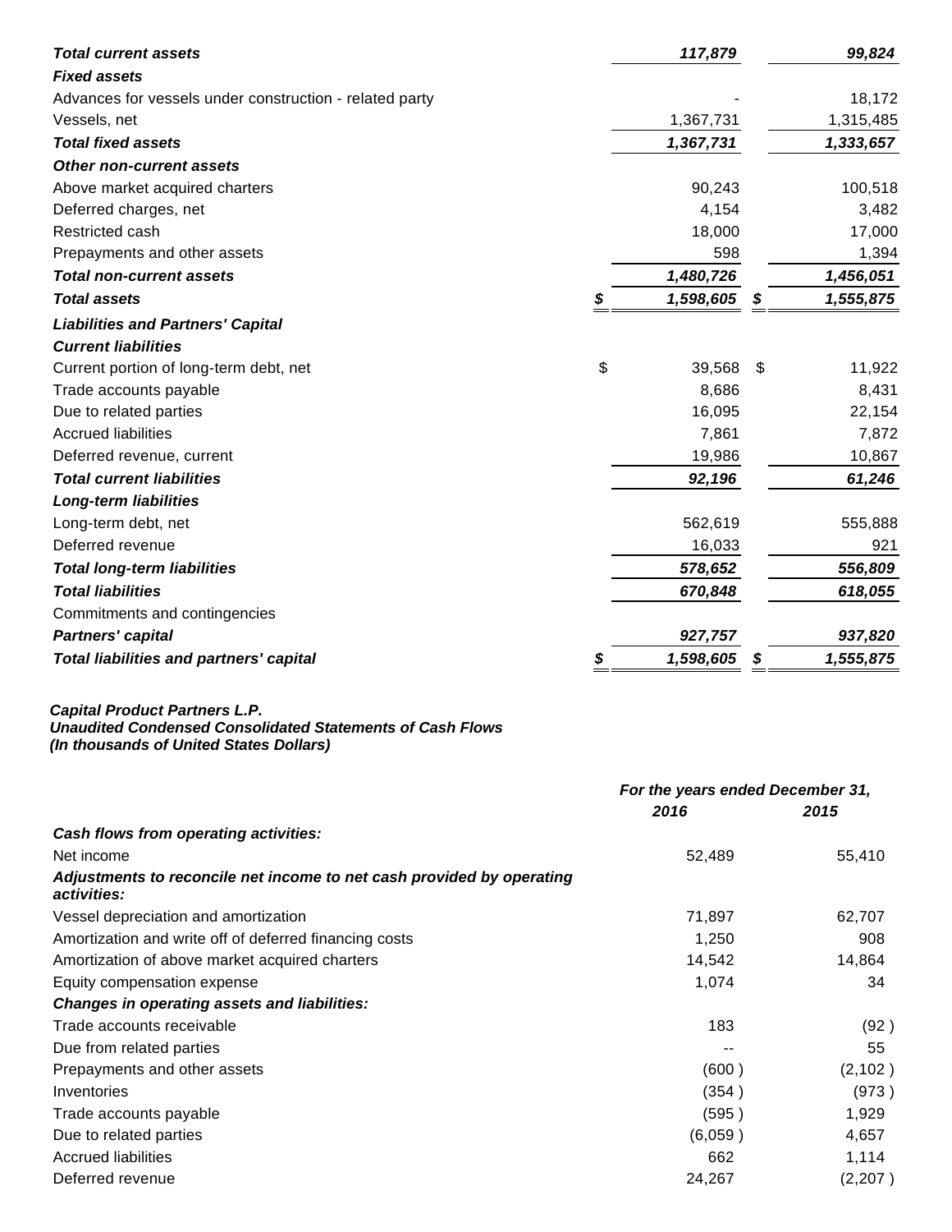| | | |
|---|---|---|
| ***Total current assets*** | ***117,879*** | ***99,824*** |
| ***Fixed assets*** | | |
| Advances for vessels under construction - related party | - | 18,172 |
| Vessels, net | 1,367,731 | 1,315,485 |
| ***Total fixed assets*** | ***1,367,731*** | ***1,333,657*** |
| ***Other non-current assets*** | | |
| Above market acquired charters | 90,243 | 100,518 |
| Deferred charges, net | 4,154 | 3,482 |
| Restricted cash | 18,000 | 17,000 |
| Prepayments and other assets | 598 | 1,394 |
| ***Total non-current assets*** | ***1,480,726*** | ***1,456,051*** |
| ***Total assets*** | ***$ 1,598,605*** | ***$ 1,555,875*** |
| ***Liabilities and Partners' Capital*** | | |
| ***Current liabilities*** | | |
| Current portion of long-term debt, net | $ 39,568 | $ 11,922 |
| Trade accounts payable | 8,686 | 8,431 |
| Due to related parties | 16,095 | 22,154 |
| Accrued liabilities | 7,861 | 7,872 |
| Deferred revenue, current | 19,986 | 10,867 |
| ***Total current liabilities*** | ***92,196*** | ***61,246*** |
| ***Long-term liabilities*** | | |
| Long-term debt, net | 562,619 | 555,888 |
| Deferred revenue | 16,033 | 921 |
| ***Total long-term liabilities*** | ***578,652*** | ***556,809*** |
| ***Total liabilities*** | ***670,848*** | ***618,055*** |
| Commitments and contingencies | | |
| ***Partners' capital*** | ***927,757*** | ***937,820*** |
| ***Total liabilities and partners' capital*** | ***$ 1,598,605*** | ***$ 1,555,875*** |

***Capital Product Partners L.P.***
***Unaudited Condensed Consolidated Statements of Cash Flows***
***(In thousands of United States Dollars)***

| | *For the years ended December 31,* | |
|---|---|---|
| | ***2016*** | ***2015*** |
| ***Cash flows from operating activities:*** | | |
| Net income | 52,489 | 55,410 |
| ***Adjustments to reconcile net income to net cash provided by operating activities:*** | | |
| Vessel depreciation and amortization | 71,897 | 62,707 |
| Amortization and write off of deferred financing costs | 1,250 | 908 |
| Amortization of above market acquired charters | 14,542 | 14,864 |
| Equity compensation expense | 1,074 | 34 |
| ***Changes in operating assets and liabilities:*** | | |
| Trade accounts receivable | 183 | (92 ) |
| Due from related parties | -- | 55 |
| Prepayments and other assets | (600 ) | (2,102 ) |
| Inventories | (354 ) | (973 ) |
| Trade accounts payable | (595 ) | 1,929 |
| Due to related parties | (6,059 ) | 4,657 |
| Accrued liabilities | 662 | 1,114 |
| Deferred revenue | 24,267 | (2,207 ) |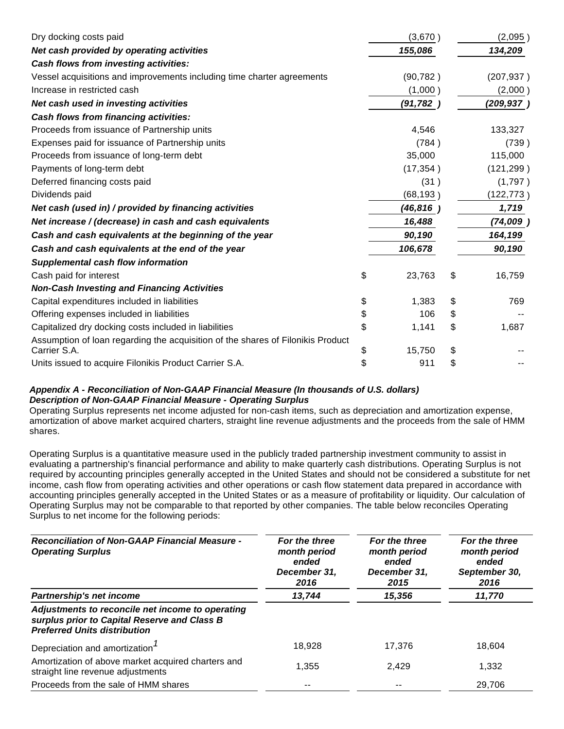| | | |
|---|---|---|
| Dry docking costs paid | (3,670 ) | (2,095 ) |
| ***Net cash provided by operating activities*** | ***155,086*** | ***134,209*** |
| ***Cash flows from investing activities:*** | | |
| Vessel acquisitions and improvements including time charter agreements | (90,782 ) | (207,937 ) |
| Increase in restricted cash | (1,000 ) | (2,000 ) |
| ***Net cash used in investing activities*** | ***(91,782 )*** | ***(209,937 )*** |
| ***Cash flows from financing activities:*** | | |
| Proceeds from issuance of Partnership units | 4,546 | 133,327 |
| Expenses paid for issuance of Partnership units | (784 ) | (739 ) |
| Proceeds from issuance of long-term debt | 35,000 | 115,000 |
| Payments of long-term debt | (17,354 ) | (121,299 ) |
| Deferred financing costs paid | (31 ) | (1,797 ) |
| Dividends paid | (68,193 ) | (122,773 ) |
| ***Net cash (used in) / provided by financing activities*** | ***(46,816 )*** | ***1,719*** |
| ***Net increase / (decrease) in cash and cash equivalents*** | ***16,488*** | ***(74,009 )*** |
| ***Cash and cash equivalents at the beginning of the year*** | ***90,190*** | ***164,199*** |
| ***Cash and cash equivalents at the end of the year*** | ***106,678*** | ***90,190*** |
| ***Supplemental cash flow information*** | | |
| Cash paid for interest | $ 23,763 | $ 16,759 |
| ***Non-Cash Investing and Financing Activities*** | | |
| Capital expenditures included in liabilities | $ 1,383 | $ 769 |
| Offering expenses included in liabilities | $ 106 | $ -- |
| Capitalized dry docking costs included in liabilities | $ 1,141 | $ 1,687 |
| Assumption of loan regarding the acquisition of the shares of Filonikis Product Carrier S.A. | $ 15,750 | $ -- |
| Units issued to acquire Filonikis Product Carrier S.A. | $ 911 | $ -- |

***Appendix A - Reconciliation of Non-GAAP Financial Measure (In thousands of U.S. dollars)***
***Description of Non-GAAP Financial Measure - Operating Surplus***

Operating Surplus represents net income adjusted for non-cash items, such as depreciation and amortization expense, amortization of above market acquired charters, straight line revenue adjustments and the proceeds from the sale of HMM shares.

Operating Surplus is a quantitative measure used in the publicly traded partnership investment community to assist in evaluating a partnership's financial performance and ability to make quarterly cash distributions. Operating Surplus is not required by accounting principles generally accepted in the United States and should not be considered a substitute for net income, cash flow from operating activities and other operations or cash flow statement data prepared in accordance with accounting principles generally accepted in the United States or as a measure of profitability or liquidity. Our calculation of Operating Surplus may not be comparable to that reported by other companies. The table below reconciles Operating Surplus to net income for the following periods:

| ***Reconciliation of Non-GAAP Financial Measure - Operating Surplus*** | ***For the three month period ended December 31, 2016*** | ***For the three month period ended December 31, 2015*** | ***For the three month period ended September 30, 2016*** |
|---|---|---|---|
| ***Partnership's net income*** | ***13,744*** | ***15,356*** | ***11,770*** |
| ***Adjustments to reconcile net income to operating surplus prior to Capital Reserve and Class B Preferred Units distribution*** | | | |
| Depreciation and amortization[1] | 18,928 | 17,376 | 18,604 |
| Amortization of above market acquired charters and straight line revenue adjustments | 1,355 | 2,429 | 1,332 |
| Proceeds from the sale of HMM shares | -- | -- | 29,706 |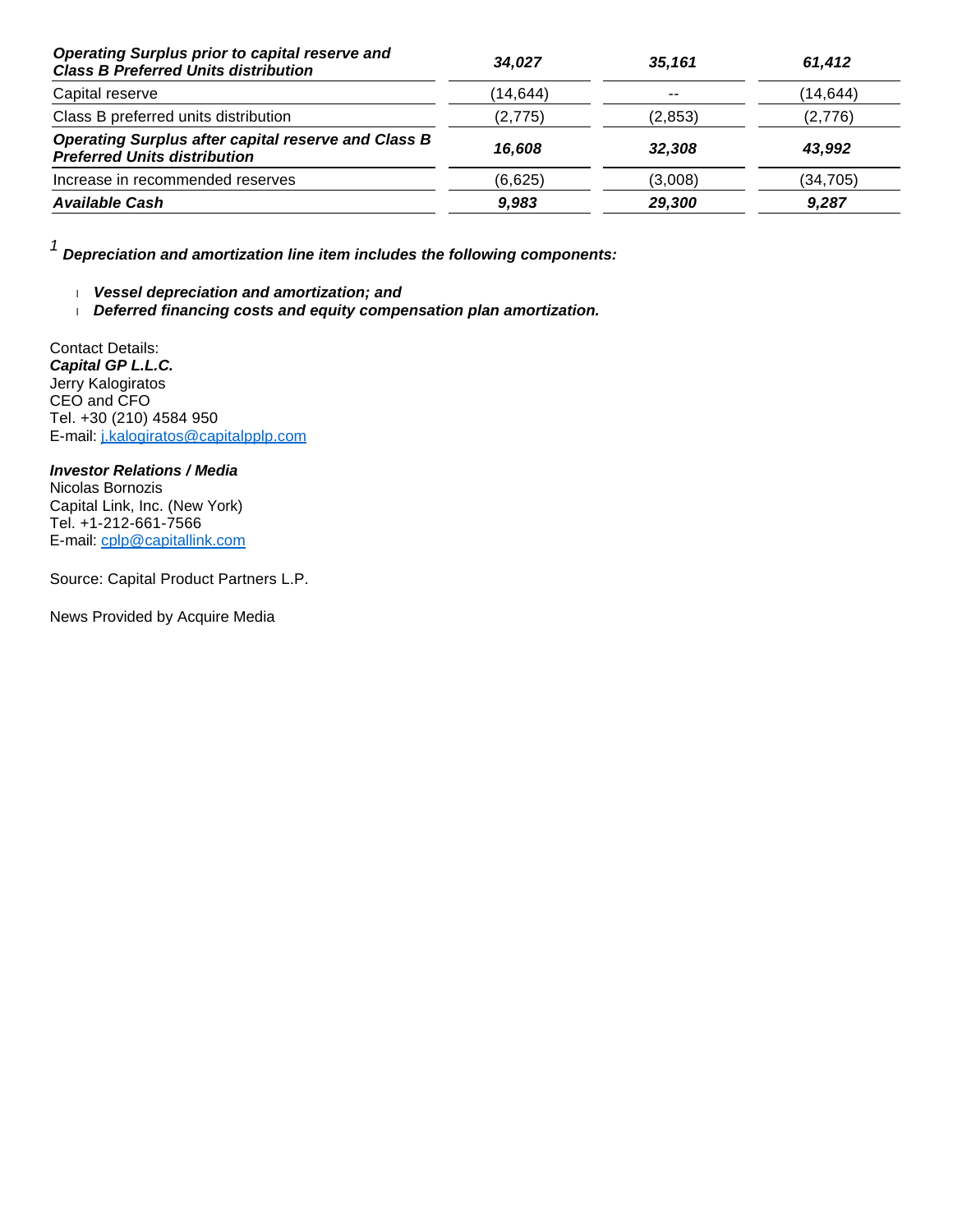| | | | |
|---|---|---|---|
| ***Operating Surplus prior to capital reserve and Class B Preferred Units distribution*** | ***34,027*** | ***35,161*** | ***61,412*** |
| Capital reserve | (14,644) | -- | (14,644) |
| Class B preferred units distribution | (2,775) | (2,853) | (2,776) |
| ***Operating Surplus after capital reserve and Class B Preferred Units distribution*** | ***16,608*** | ***32,308*** | ***43,992*** |
| Increase in recommended reserves | (6,625) | (3,008) | (34,705) |
| ***Available Cash*** | ***9,983*** | ***29,300*** | ***9,287*** |

[1] ***Depreciation and amortization line item includes the following components:***

- ***Vessel depreciation and amortization; and***
- ***Deferred financing costs and equity compensation plan amortization.***

Contact Details:
***Capital GP L.L.C.***
Jerry Kalogiratos
CEO and CFO
Tel. +30 (210) 4584 950
E-mail: j.kalogiratos@capitalpplp.com

***Investor Relations / Media***
Nicolas Bornozis
Capital Link, Inc. (New York)
Tel. +1-212-661-7566
E-mail: cplp@capitallink.com

Source: Capital Product Partners L.P.

News Provided by Acquire Media